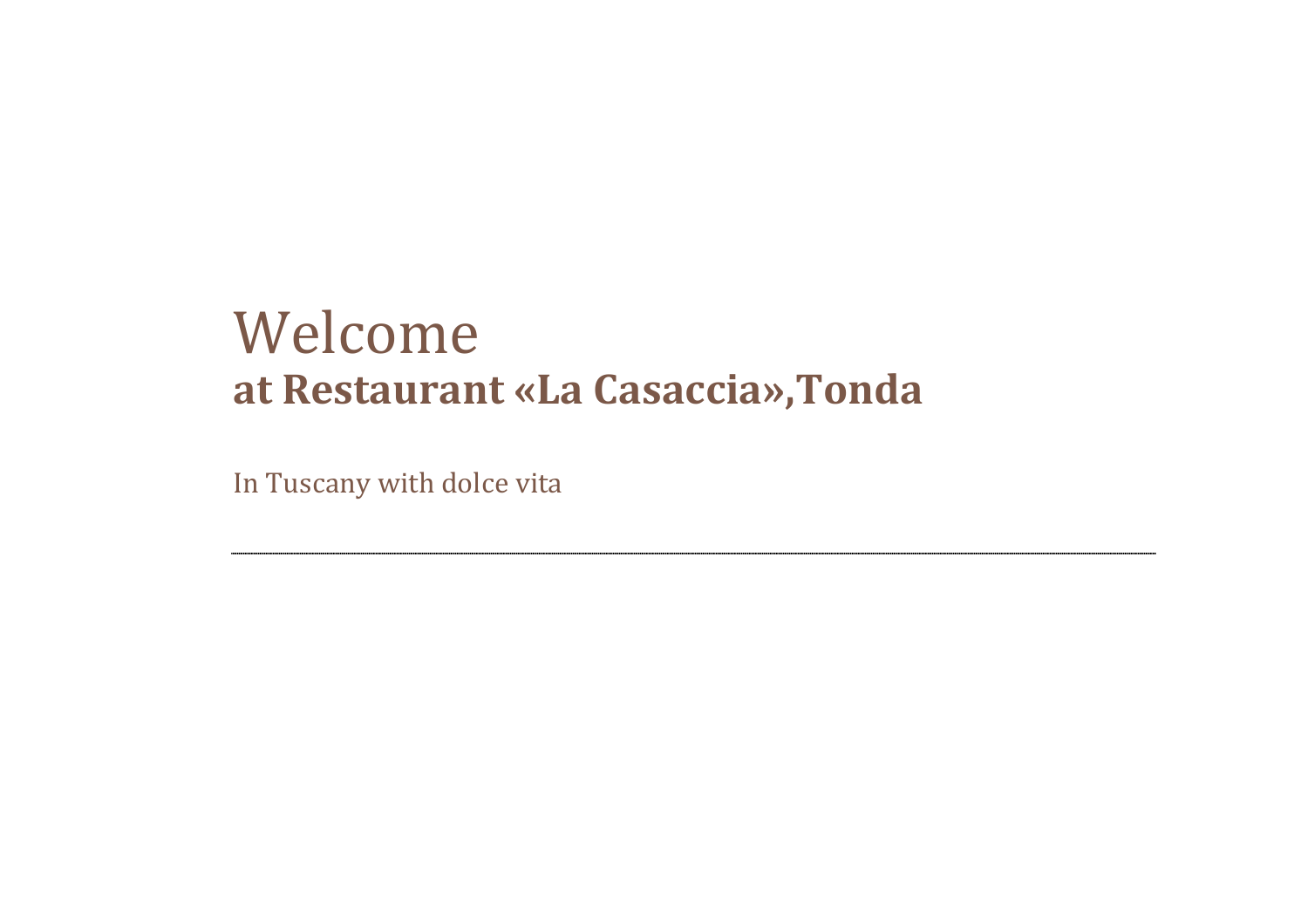# Welcome
## at Restaurant «La Casaccia»,Tonda

In Tuscany with dolce vita

---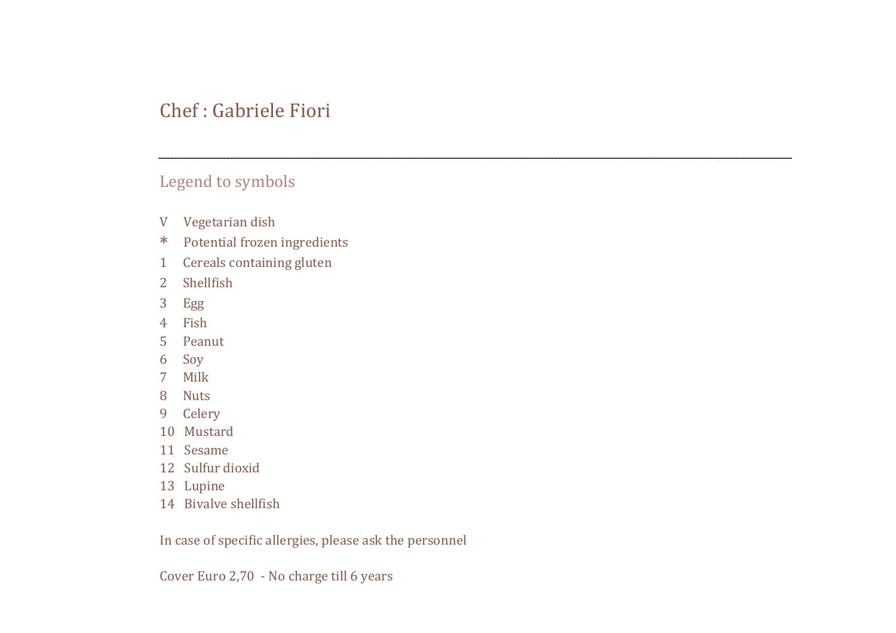# Chef : Gabriele Fiori

---

## Legend to symbols

V Vegetarian dish
* Potential frozen ingredients
1 Cereals containing gluten
2 Shellfish
3 Egg
4 Fish
5 Peanut
6 Soy
7 Milk
8 Nuts
9 Celery
10 Mustard
11 Sesame
12 Sulfur dioxid
13 Lupine
14 Bivalve shellfish

In case of specific allergies, please ask the personnel

Cover Euro 2,70 - No charge till 6 years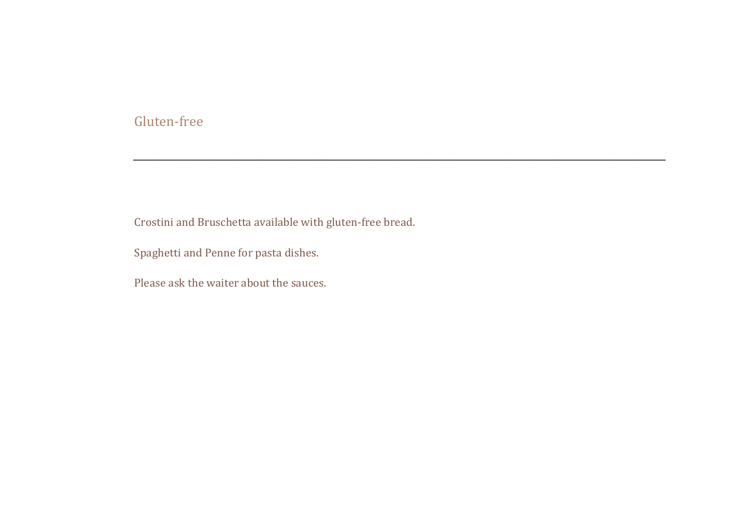## Gluten-free

---

Crostini and Bruschetta available with gluten-free bread.

Spaghetti and Penne for pasta dishes.

Please ask the waiter about the sauces.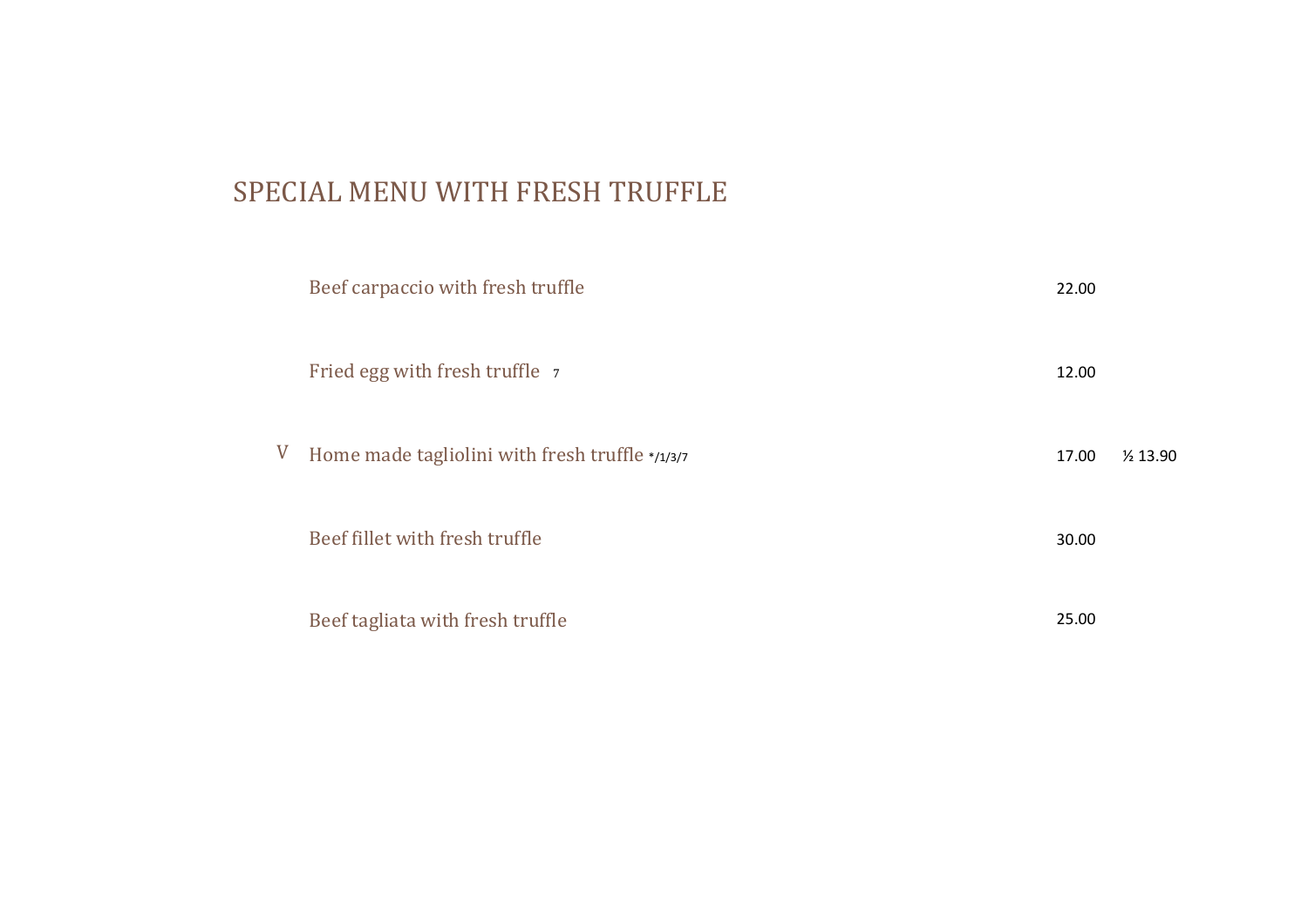# SPECIAL MENU WITH FRESH TRUFFLE

| | | | |
|---|---|---|---|
| | Beef carpaccio with fresh truffle | 22.00 | |
| | Fried egg with fresh truffle 7 | 12.00 | |
| V | Home made tagliolini with fresh truffle */1/3/7 | 17.00 | ½ 13.90 |
| | Beef fillet with fresh truffle | 30.00 | |
| | Beef tagliata with fresh truffle | 25.00 | |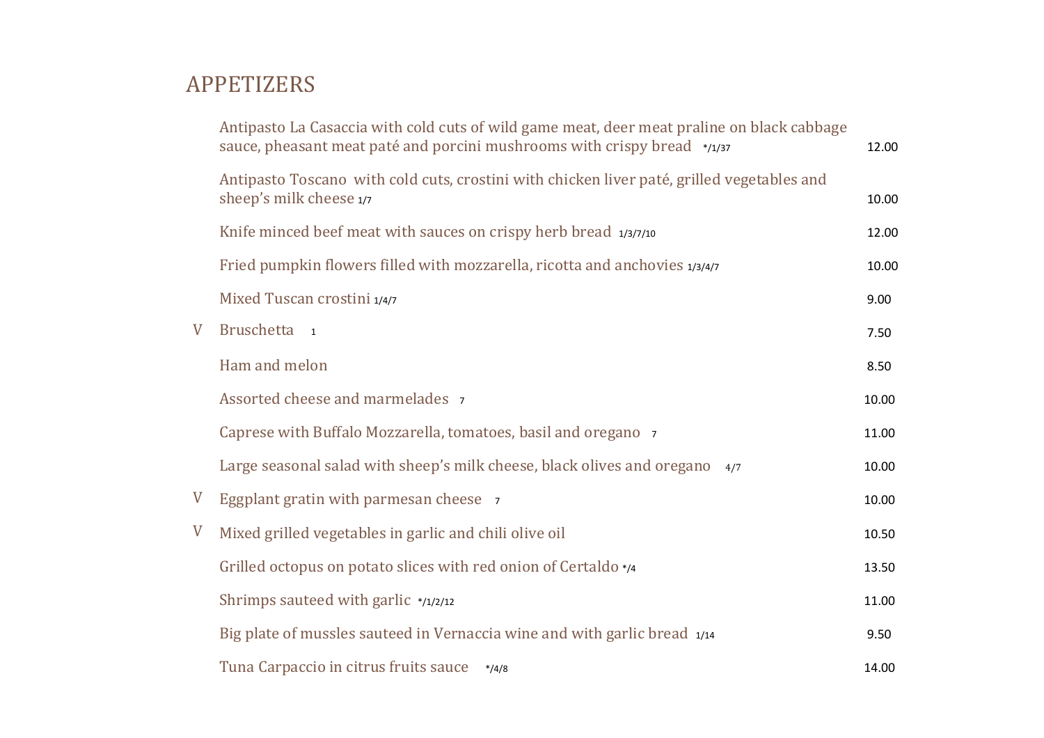# APPETIZERS

| | Item | Price |
|---|---|---|
| | Antipasto La Casaccia with cold cuts of wild game meat, deer meat praline on black cabbage sauce, pheasant meat paté and porcini mushrooms with crispy bread */1/37 | 12.00 |
| | Antipasto Toscano with cold cuts, crostini with chicken liver paté, grilled vegetables and sheep's milk cheese 1/7 | 10.00 |
| | Knife minced beef meat with sauces on crispy herb bread 1/3/7/10 | 12.00 |
| | Fried pumpkin flowers filled with mozzarella, ricotta and anchovies 1/3/4/7 | 10.00 |
| | Mixed Tuscan crostini 1/4/7 | 9.00 |
| V | Bruschetta 1 | 7.50 |
| | Ham and melon | 8.50 |
| | Assorted cheese and marmelades 7 | 10.00 |
| | Caprese with Buffalo Mozzarella, tomatoes, basil and oregano 7 | 11.00 |
| | Large seasonal salad with sheep's milk cheese, black olives and oregano 4/7 | 10.00 |
| V | Eggplant gratin with parmesan cheese 7 | 10.00 |
| V | Mixed grilled vegetables in garlic and chili olive oil | 10.50 |
| | Grilled octopus on potato slices with red onion of Certaldo */4 | 13.50 |
| | Shrimps sauteed with garlic */1/2/12 | 11.00 |
| | Big plate of mussles sauteed in Vernaccia wine and with garlic bread 1/14 | 9.50 |
| | Tuna Carpaccio in citrus fruits sauce */4/8 | 14.00 |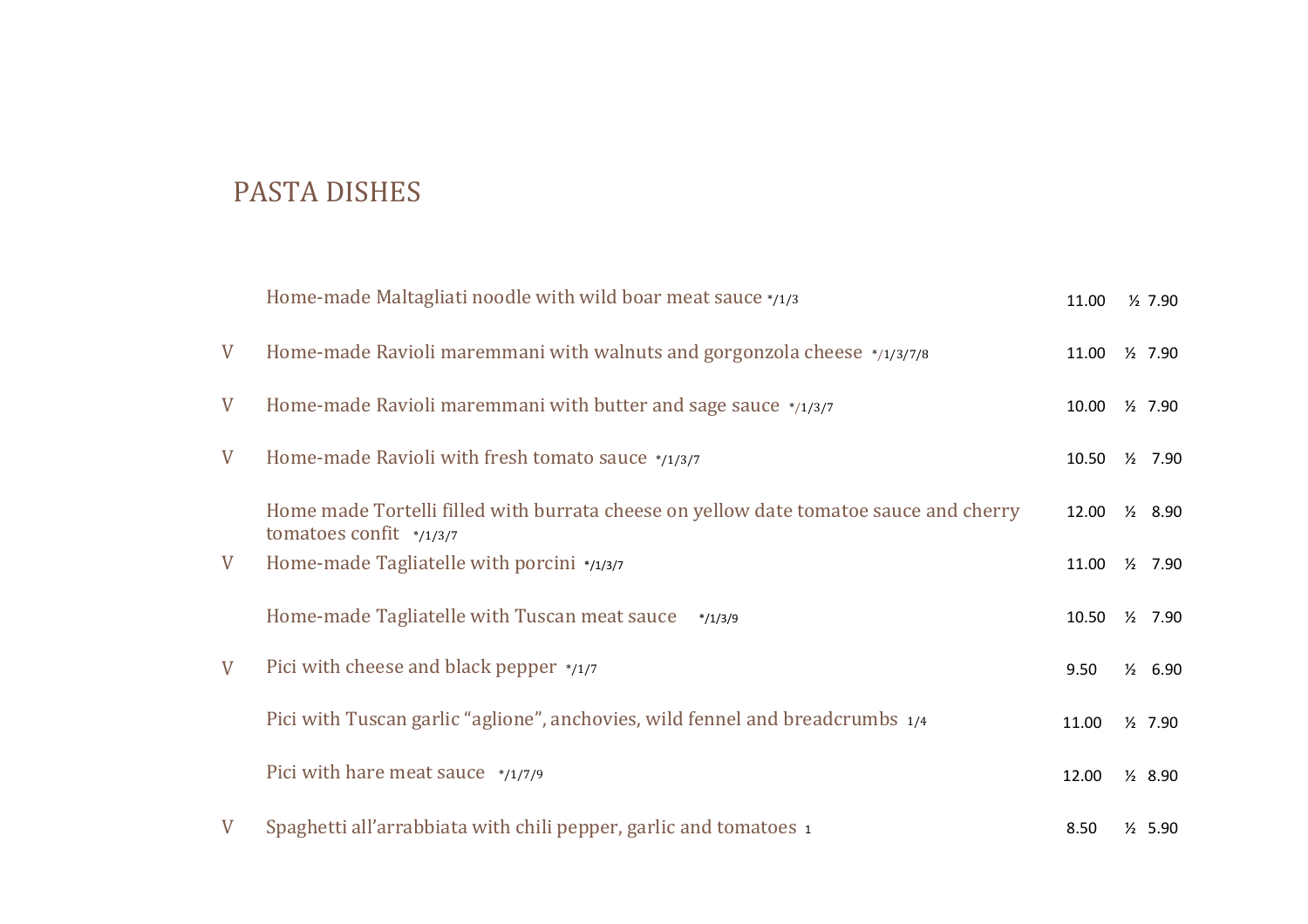## PASTA DISHES

| | Dish | Price | ½ |
|---|---|---|---|
| | Home-made Maltagliati noodle with wild boar meat sauce */1/3 | 11.00 | ½ 7.90 |
| V | Home-made Ravioli maremmani with walnuts and gorgonzola cheese */1/3/7/8 | 11.00 | ½ 7.90 |
| V | Home-made Ravioli maremmani with butter and sage sauce */1/3/7 | 10.00 | ½ 7.90 |
| V | Home-made Ravioli with fresh tomato sauce */1/3/7 | 10.50 | ½ 7.90 |
| | Home made Tortelli filled with burrata cheese on yellow date tomatoe sauce and cherry tomatoes confit */1/3/7 | 12.00 | ½ 8.90 |
| V | Home-made Tagliatelle with porcini */1/3/7 | 11.00 | ½ 7.90 |
| | Home-made Tagliatelle with Tuscan meat sauce */1/3/9 | 10.50 | ½ 7.90 |
| V | Pici with cheese and black pepper */1/7 | 9.50 | ½ 6.90 |
| | Pici with Tuscan garlic “aglione”, anchovies, wild fennel and breadcrumbs 1/4 | 11.00 | ½ 7.90 |
| | Pici with hare meat sauce */1/7/9 | 12.00 | ½ 8.90 |
| V | Spaghetti all’arrabbiata with chili pepper, garlic and tomatoes 1 | 8.50 | ½ 5.90 |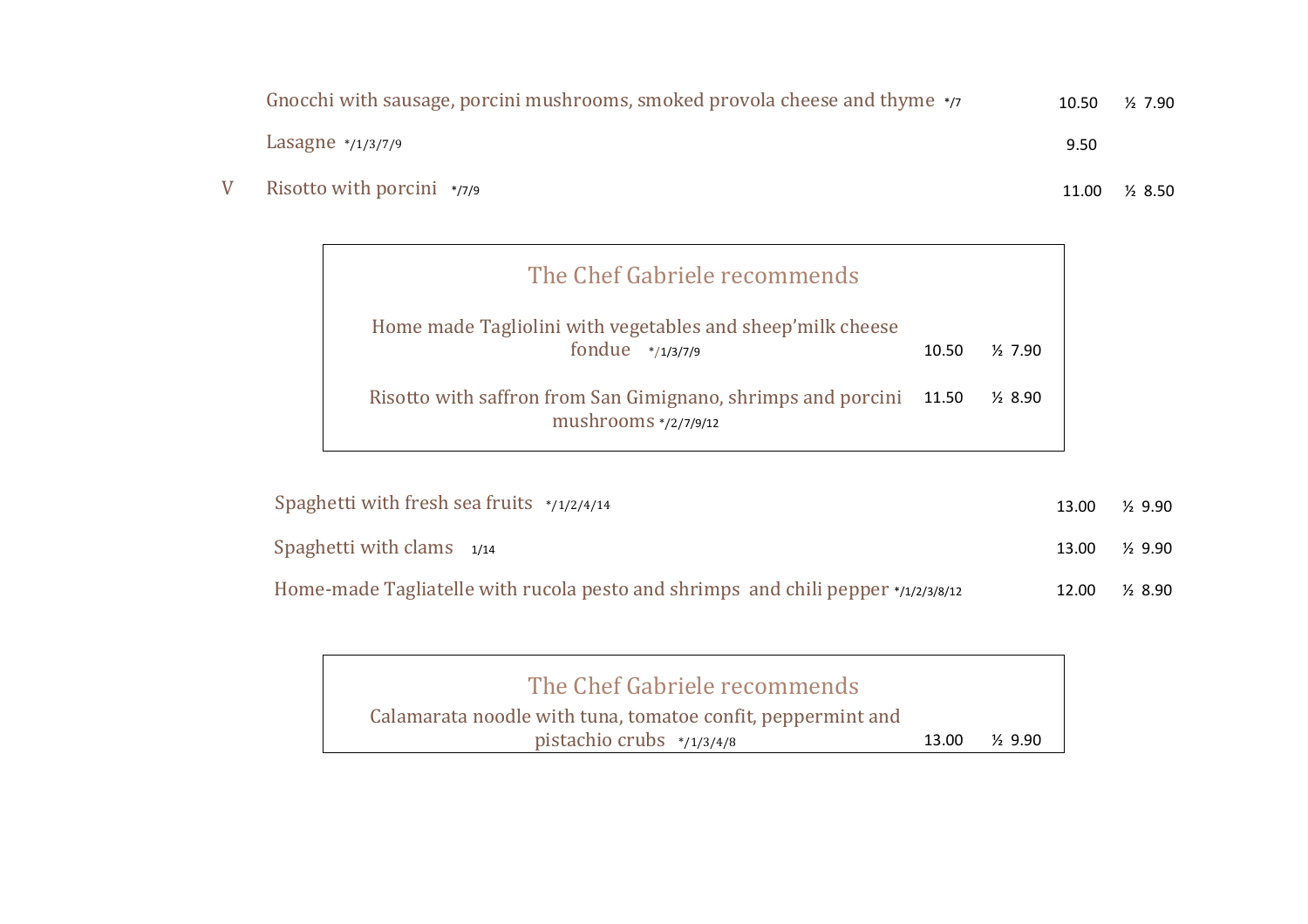| | | | |
|---|---|---|---|
| | Gnocchi with sausage, porcini mushrooms, smoked provola cheese and thyme */7 | 10.50 | ½ 7.90 |
| | Lasagne */1/3/7/9 | 9.50 | |
| V | Risotto with porcini */7/9 | 11.00 | ½ 8.50 |

## The Chef Gabriele recommends

| | | |
|---|---|---|
| Home made Tagliolini with vegetables and sheep'milk cheese fondue */1/3/7/9 | 10.50 | ½ 7.90 |
| Risotto with saffron from San Gimignano, shrimps and porcini mushrooms */2/7/9/12 | 11.50 | ½ 8.90 |

| | | |
|---|---|---|
| Spaghetti with fresh sea fruits */1/2/4/14 | 13.00 | ½ 9.90 |
| Spaghetti with clams 1/14 | 13.00 | ½ 9.90 |
| Home-made Tagliatelle with rucola pesto and shrimps and chili pepper */1/2/3/8/12 | 12.00 | ½ 8.90 |

## The Chef Gabriele recommends

| | | |
|---|---|---|
| Calamarata noodle with tuna, tomatoe confit, peppermint and pistachio crubs */1/3/4/8 | 13.00 | ½ 9.90 |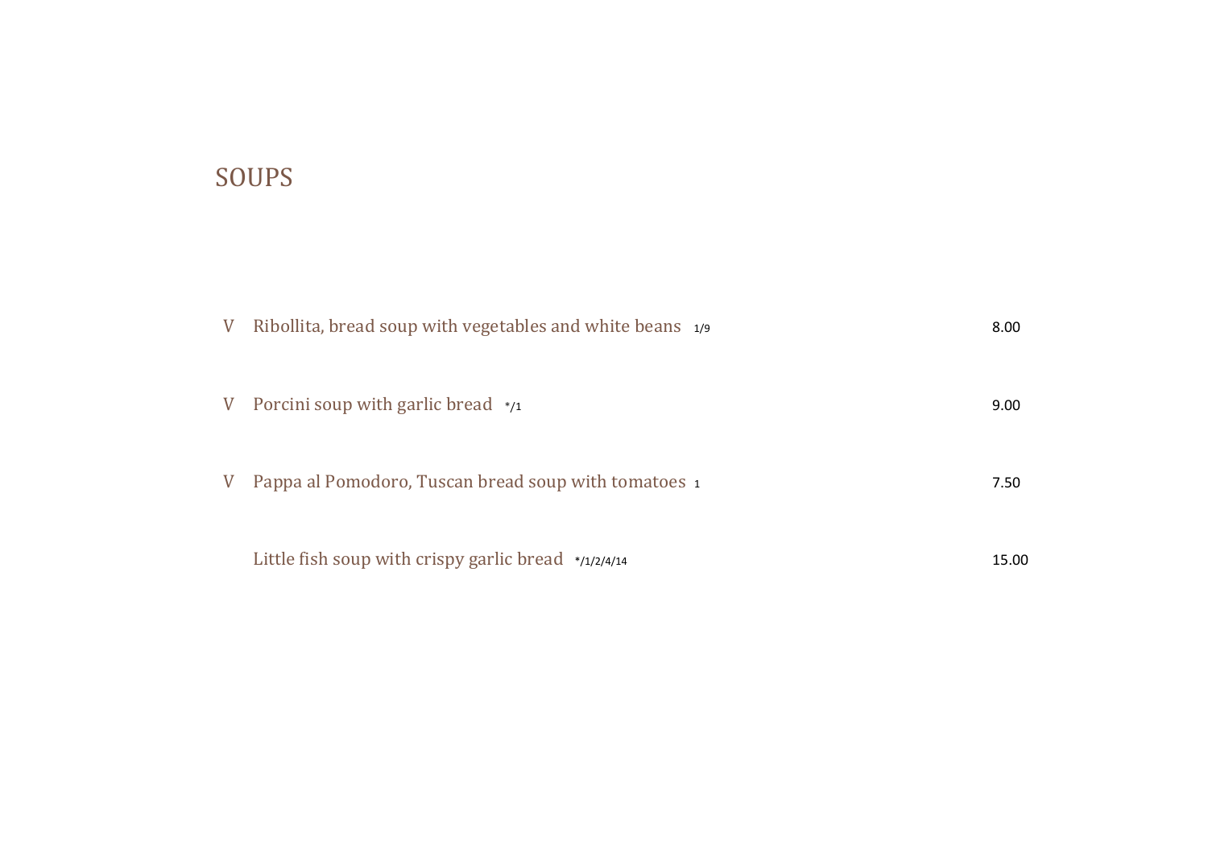# SOUPS

| | | |
|---|---|---|
| V | Ribollita, bread soup with vegetables and white beans 1/9 | 8.00 |
| V | Porcini soup with garlic bread */1 | 9.00 |
| V | Pappa al Pomodoro, Tuscan bread soup with tomatoes 1 | 7.50 |
| | Little fish soup with crispy garlic bread */1/2/4/14 | 15.00 |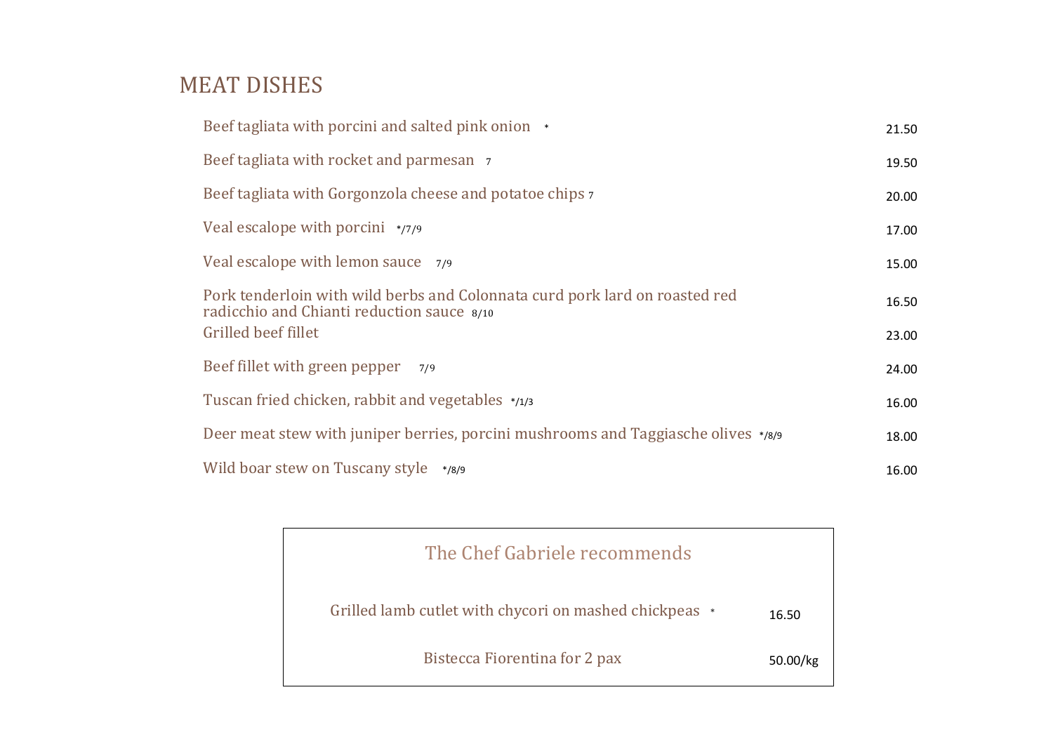# MEAT DISHES

| Dish | Price |
| --- | --- |
| Beef tagliata with porcini and salted pink onion * | 21.50 |
| Beef tagliata with rocket and parmesan 7 | 19.50 |
| Beef tagliata with Gorgonzola cheese and potatoe chips 7 | 20.00 |
| Veal escalope with porcini */7/9 | 17.00 |
| Veal escalope with lemon sauce 7/9 | 15.00 |
| Pork tenderloin with wild berbs and Colonnata curd pork lard on roasted red radicchio and Chianti reduction sauce 8/10 | 16.50 |
| Grilled beef fillet | 23.00 |
| Beef fillet with green pepper 7/9 | 24.00 |
| Tuscan fried chicken, rabbit and vegetables */1/3 | 16.00 |
| Deer meat stew with juniper berries, porcini mushrooms and Taggiasche olives */8/9 | 18.00 |
| Wild boar stew on Tuscany style */8/9 | 16.00 |

## The Chef Gabriele recommends

| Dish | Price |
| --- | --- |
| Grilled lamb cutlet with chycori on mashed chickpeas * | 16.50 |
| Bistecca Fiorentina for 2 pax | 50.00/kg |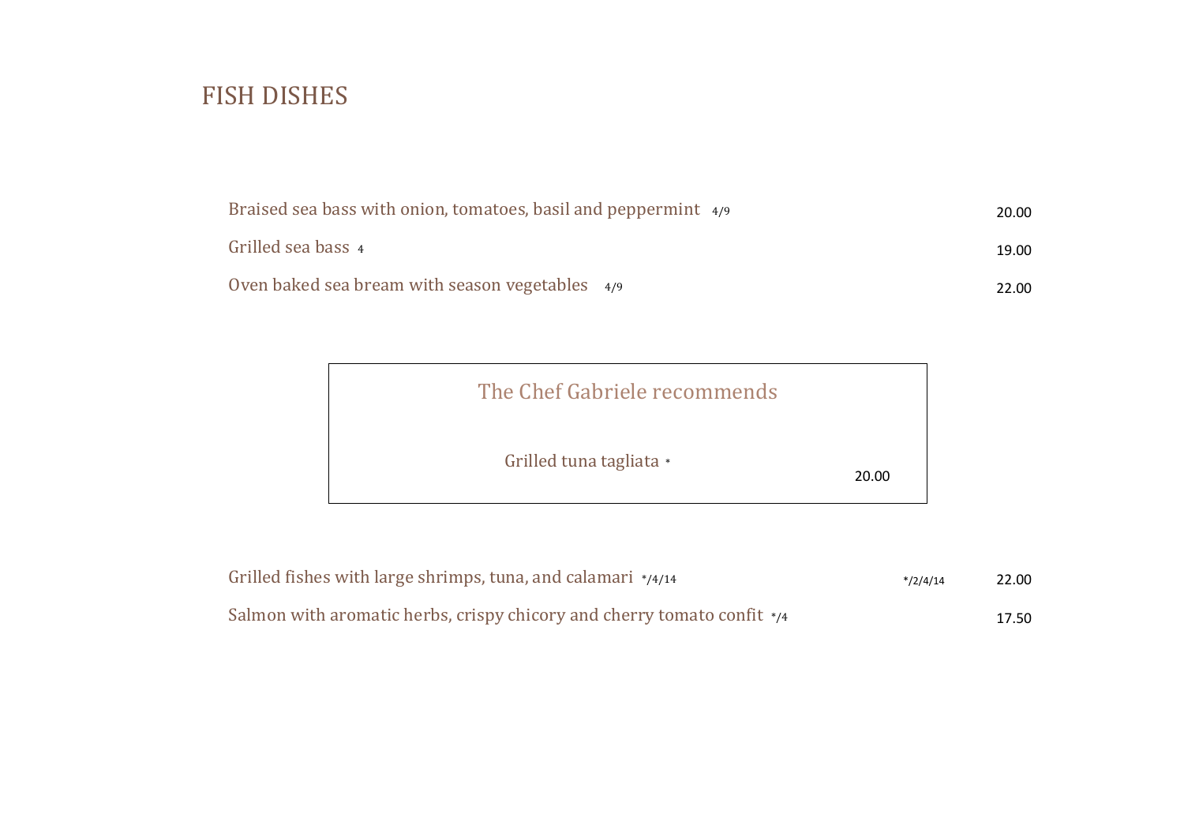# FISH DISHES

| | | |
|---|---|---|
| Braised sea bass with onion, tomatoes, basil and peppermint 4/9 | | 20.00 |
| Grilled sea bass 4 | | 19.00 |
| Oven baked sea bream with season vegetables 4/9 | | 22.00 |

## The Chef Gabriele recommends

Grilled tuna tagliata * — 20.00

| | | |
|---|---|---|
| Grilled fishes with large shrimps, tuna, and calamari */4/14 | */2/4/14 | 22.00 |
| Salmon with aromatic herbs, crispy chicory and cherry tomato confit */4 | | 17.50 |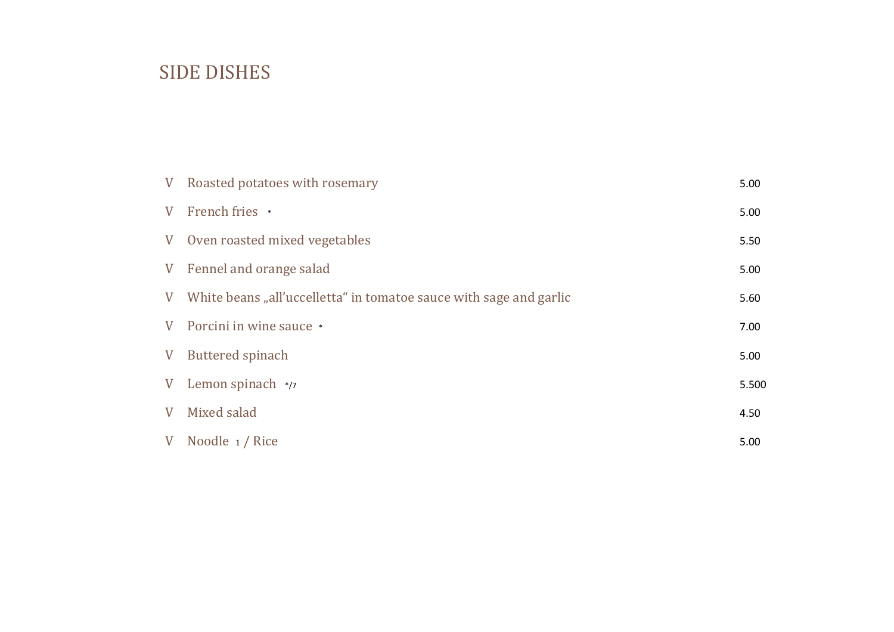# SIDE DISHES

| | | |
|---|---|---|
| V | Roasted potatoes with rosemary | 5.00 |
| V | French fries * | 5.00 |
| V | Oven roasted mixed vegetables | 5.50 |
| V | Fennel and orange salad | 5.00 |
| V | White beans „all'uccelletta" in tomatoe sauce with sage and garlic | 5.60 |
| V | Porcini in wine sauce * | 7.00 |
| V | Buttered spinach | 5.00 |
| V | Lemon spinach */7 | 5.500 |
| V | Mixed salad | 4.50 |
| V | Noodle 1 / Rice | 5.00 |